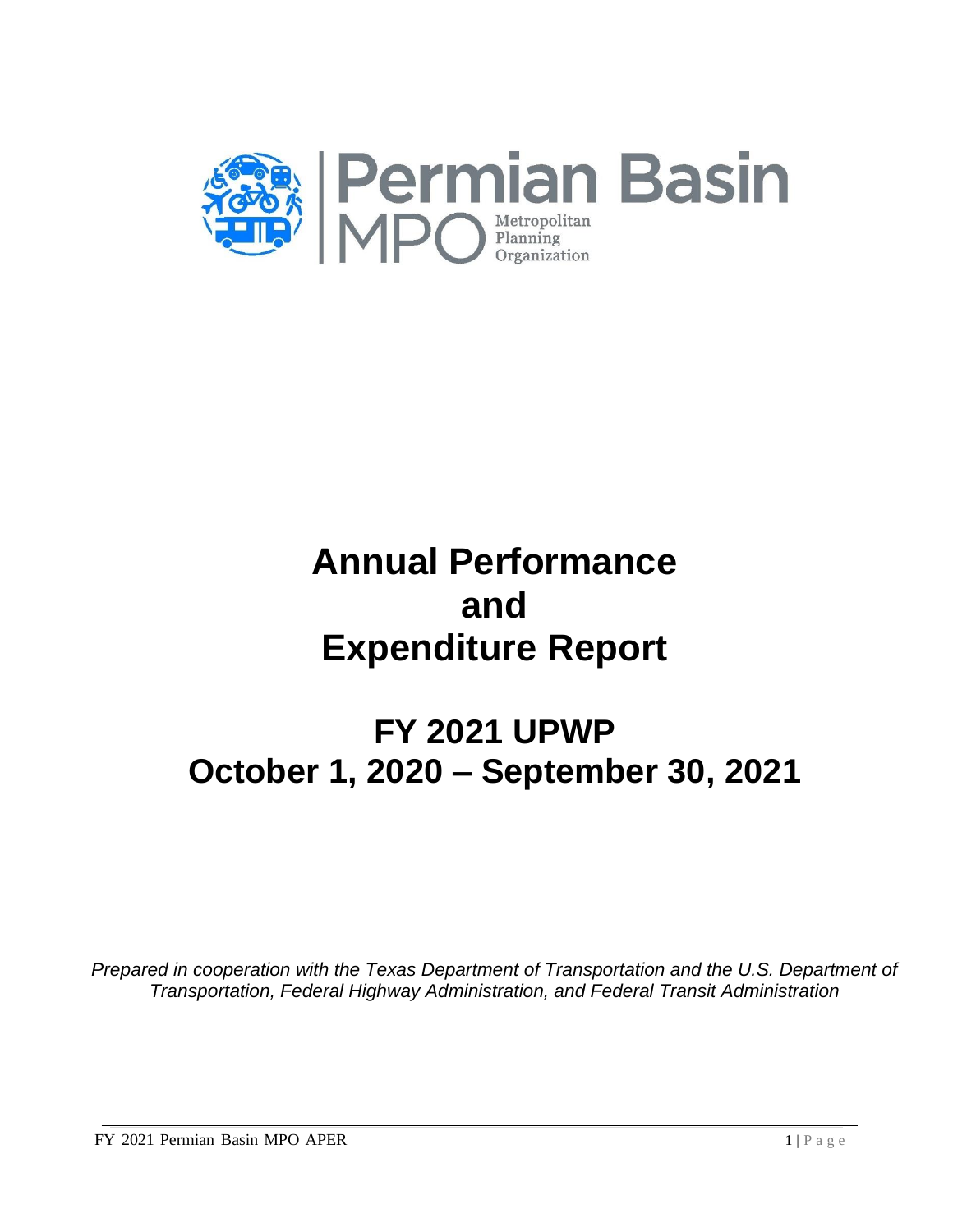Permian Basin MPO Metropolitan Planning Organization

# Annual Performance and Expenditure Report

## FY 2021 UPWP
## October 1, 2020 – September 30, 2021

*Prepared in cooperation with the Texas Department of Transportation and the U.S. Department of Transportation, Federal Highway Administration, and Federal Transit Administration*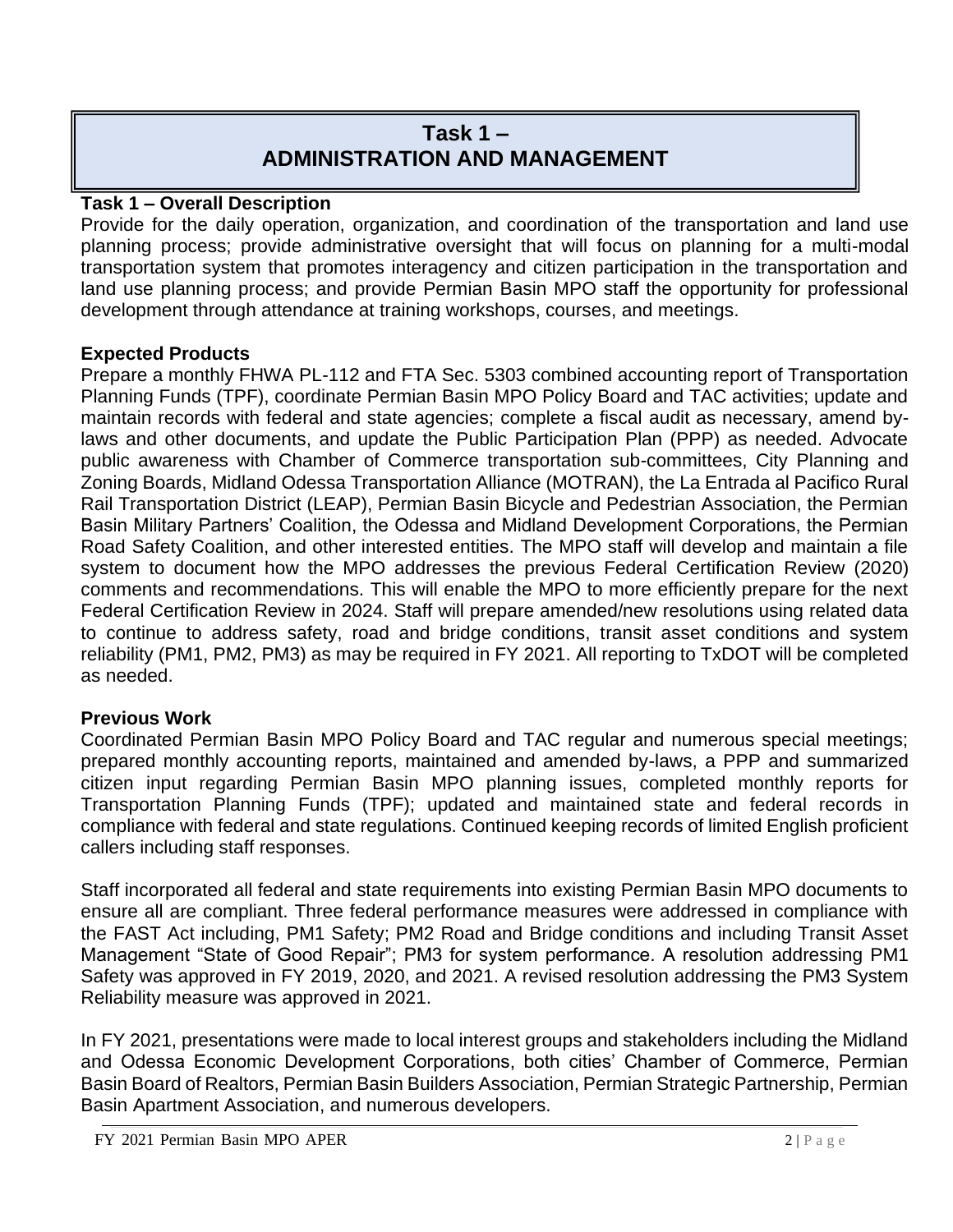# Task 1 – ADMINISTRATION AND MANAGEMENT

**Task 1 – Overall Description**

Provide for the daily operation, organization, and coordination of the transportation and land use planning process; provide administrative oversight that will focus on planning for a multi-modal transportation system that promotes interagency and citizen participation in the transportation and land use planning process; and provide Permian Basin MPO staff the opportunity for professional development through attendance at training workshops, courses, and meetings.

**Expected Products**

Prepare a monthly FHWA PL-112 and FTA Sec. 5303 combined accounting report of Transportation Planning Funds (TPF), coordinate Permian Basin MPO Policy Board and TAC activities; update and maintain records with federal and state agencies; complete a fiscal audit as necessary, amend by-laws and other documents, and update the Public Participation Plan (PPP) as needed. Advocate public awareness with Chamber of Commerce transportation sub-committees, City Planning and Zoning Boards, Midland Odessa Transportation Alliance (MOTRAN), the La Entrada al Pacifico Rural Rail Transportation District (LEAP), Permian Basin Bicycle and Pedestrian Association, the Permian Basin Military Partners' Coalition, the Odessa and Midland Development Corporations, the Permian Road Safety Coalition, and other interested entities. The MPO staff will develop and maintain a file system to document how the MPO addresses the previous Federal Certification Review (2020) comments and recommendations. This will enable the MPO to more efficiently prepare for the next Federal Certification Review in 2024. Staff will prepare amended/new resolutions using related data to continue to address safety, road and bridge conditions, transit asset conditions and system reliability (PM1, PM2, PM3) as may be required in FY 2021. All reporting to TxDOT will be completed as needed.

**Previous Work**

Coordinated Permian Basin MPO Policy Board and TAC regular and numerous special meetings; prepared monthly accounting reports, maintained and amended by-laws, a PPP and summarized citizen input regarding Permian Basin MPO planning issues, completed monthly reports for Transportation Planning Funds (TPF); updated and maintained state and federal records in compliance with federal and state regulations. Continued keeping records of limited English proficient callers including staff responses.

Staff incorporated all federal and state requirements into existing Permian Basin MPO documents to ensure all are compliant. Three federal performance measures were addressed in compliance with the FAST Act including, PM1 Safety; PM2 Road and Bridge conditions and including Transit Asset Management "State of Good Repair"; PM3 for system performance. A resolution addressing PM1 Safety was approved in FY 2019, 2020, and 2021. A revised resolution addressing the PM3 System Reliability measure was approved in 2021.

In FY 2021, presentations were made to local interest groups and stakeholders including the Midland and Odessa Economic Development Corporations, both cities' Chamber of Commerce, Permian Basin Board of Realtors, Permian Basin Builders Association, Permian Strategic Partnership, Permian Basin Apartment Association, and numerous developers.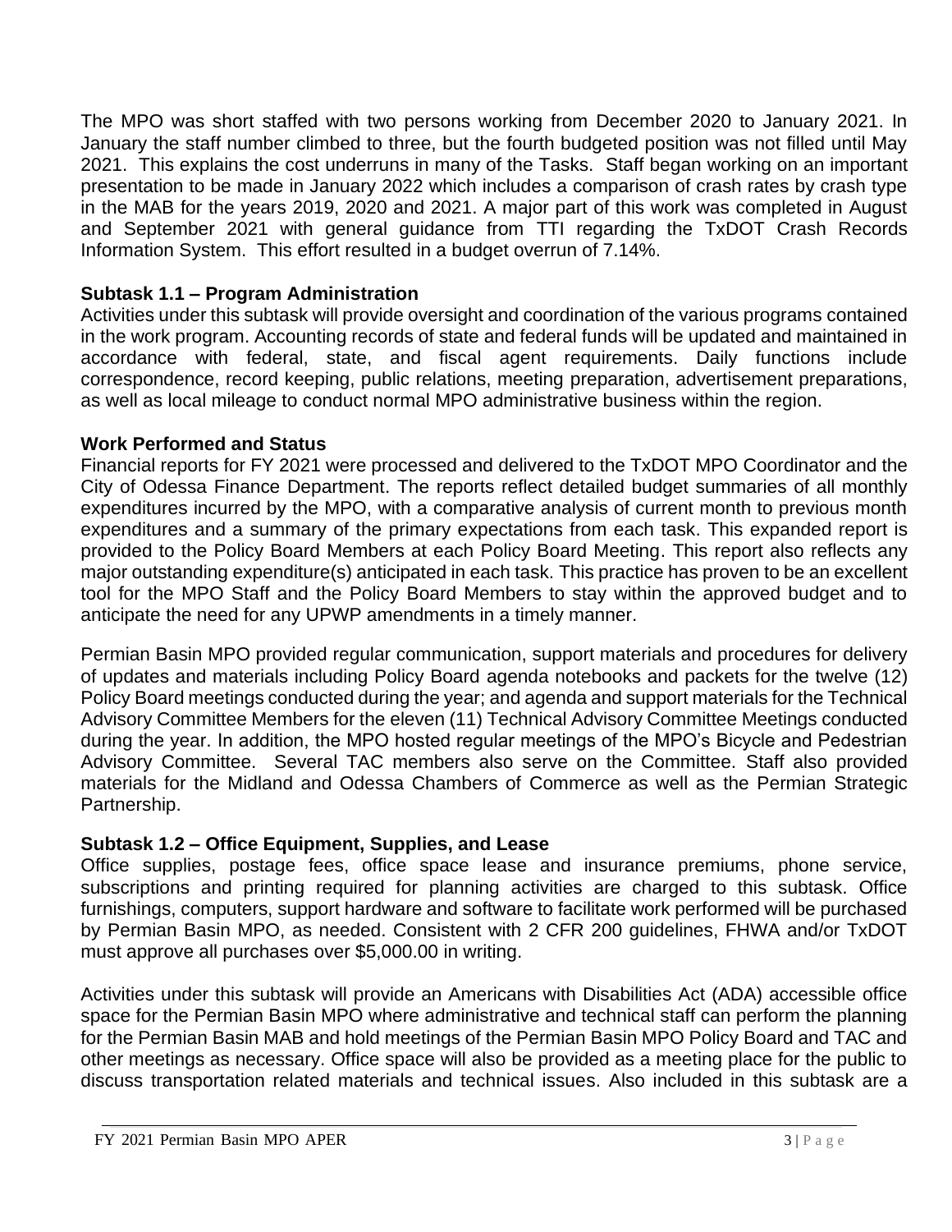The MPO was short staffed with two persons working from December 2020 to January 2021. In January the staff number climbed to three, but the fourth budgeted position was not filled until May 2021. This explains the cost underruns in many of the Tasks. Staff began working on an important presentation to be made in January 2022 which includes a comparison of crash rates by crash type in the MAB for the years 2019, 2020 and 2021. A major part of this work was completed in August and September 2021 with general guidance from TTI regarding the TxDOT Crash Records Information System. This effort resulted in a budget overrun of 7.14%.

**Subtask 1.1 – Program Administration**

Activities under this subtask will provide oversight and coordination of the various programs contained in the work program. Accounting records of state and federal funds will be updated and maintained in accordance with federal, state, and fiscal agent requirements. Daily functions include correspondence, record keeping, public relations, meeting preparation, advertisement preparations, as well as local mileage to conduct normal MPO administrative business within the region.

**Work Performed and Status**

Financial reports for FY 2021 were processed and delivered to the TxDOT MPO Coordinator and the City of Odessa Finance Department. The reports reflect detailed budget summaries of all monthly expenditures incurred by the MPO, with a comparative analysis of current month to previous month expenditures and a summary of the primary expectations from each task. This expanded report is provided to the Policy Board Members at each Policy Board Meeting. This report also reflects any major outstanding expenditure(s) anticipated in each task. This practice has proven to be an excellent tool for the MPO Staff and the Policy Board Members to stay within the approved budget and to anticipate the need for any UPWP amendments in a timely manner.

Permian Basin MPO provided regular communication, support materials and procedures for delivery of updates and materials including Policy Board agenda notebooks and packets for the twelve (12) Policy Board meetings conducted during the year; and agenda and support materials for the Technical Advisory Committee Members for the eleven (11) Technical Advisory Committee Meetings conducted during the year. In addition, the MPO hosted regular meetings of the MPO's Bicycle and Pedestrian Advisory Committee. Several TAC members also serve on the Committee. Staff also provided materials for the Midland and Odessa Chambers of Commerce as well as the Permian Strategic Partnership.

**Subtask 1.2 – Office Equipment, Supplies, and Lease**

Office supplies, postage fees, office space lease and insurance premiums, phone service, subscriptions and printing required for planning activities are charged to this subtask. Office furnishings, computers, support hardware and software to facilitate work performed will be purchased by Permian Basin MPO, as needed. Consistent with 2 CFR 200 guidelines, FHWA and/or TxDOT must approve all purchases over $5,000.00 in writing.

Activities under this subtask will provide an Americans with Disabilities Act (ADA) accessible office space for the Permian Basin MPO where administrative and technical staff can perform the planning for the Permian Basin MAB and hold meetings of the Permian Basin MPO Policy Board and TAC and other meetings as necessary. Office space will also be provided as a meeting place for the public to discuss transportation related materials and technical issues. Also included in this subtask are a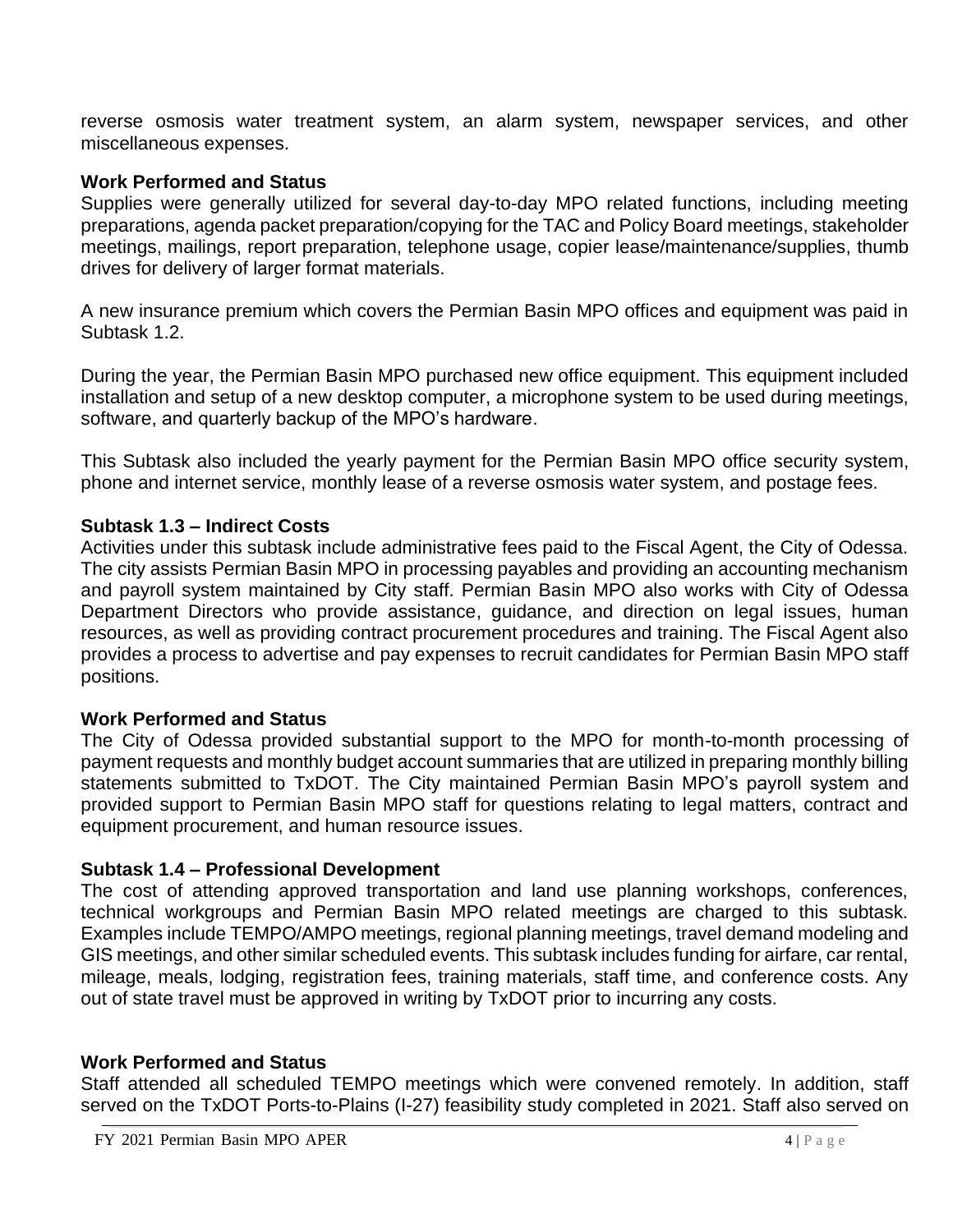reverse osmosis water treatment system, an alarm system, newspaper services, and other miscellaneous expenses.

### Work Performed and Status

Supplies were generally utilized for several day-to-day MPO related functions, including meeting preparations, agenda packet preparation/copying for the TAC and Policy Board meetings, stakeholder meetings, mailings, report preparation, telephone usage, copier lease/maintenance/supplies, thumb drives for delivery of larger format materials.

A new insurance premium which covers the Permian Basin MPO offices and equipment was paid in Subtask 1.2.

During the year, the Permian Basin MPO purchased new office equipment. This equipment included installation and setup of a new desktop computer, a microphone system to be used during meetings, software, and quarterly backup of the MPO's hardware.

This Subtask also included the yearly payment for the Permian Basin MPO office security system, phone and internet service, monthly lease of a reverse osmosis water system, and postage fees.

### Subtask 1.3 – Indirect Costs

Activities under this subtask include administrative fees paid to the Fiscal Agent, the City of Odessa. The city assists Permian Basin MPO in processing payables and providing an accounting mechanism and payroll system maintained by City staff. Permian Basin MPO also works with City of Odessa Department Directors who provide assistance, guidance, and direction on legal issues, human resources, as well as providing contract procurement procedures and training. The Fiscal Agent also provides a process to advertise and pay expenses to recruit candidates for Permian Basin MPO staff positions.

### Work Performed and Status

The City of Odessa provided substantial support to the MPO for month-to-month processing of payment requests and monthly budget account summaries that are utilized in preparing monthly billing statements submitted to TxDOT. The City maintained Permian Basin MPO's payroll system and provided support to Permian Basin MPO staff for questions relating to legal matters, contract and equipment procurement, and human resource issues.

### Subtask 1.4 – Professional Development

The cost of attending approved transportation and land use planning workshops, conferences, technical workgroups and Permian Basin MPO related meetings are charged to this subtask. Examples include TEMPO/AMPO meetings, regional planning meetings, travel demand modeling and GIS meetings, and other similar scheduled events. This subtask includes funding for airfare, car rental, mileage, meals, lodging, registration fees, training materials, staff time, and conference costs. Any out of state travel must be approved in writing by TxDOT prior to incurring any costs.

### Work Performed and Status

Staff attended all scheduled TEMPO meetings which were convened remotely. In addition, staff served on the TxDOT Ports-to-Plains (I-27) feasibility study completed in 2021. Staff also served on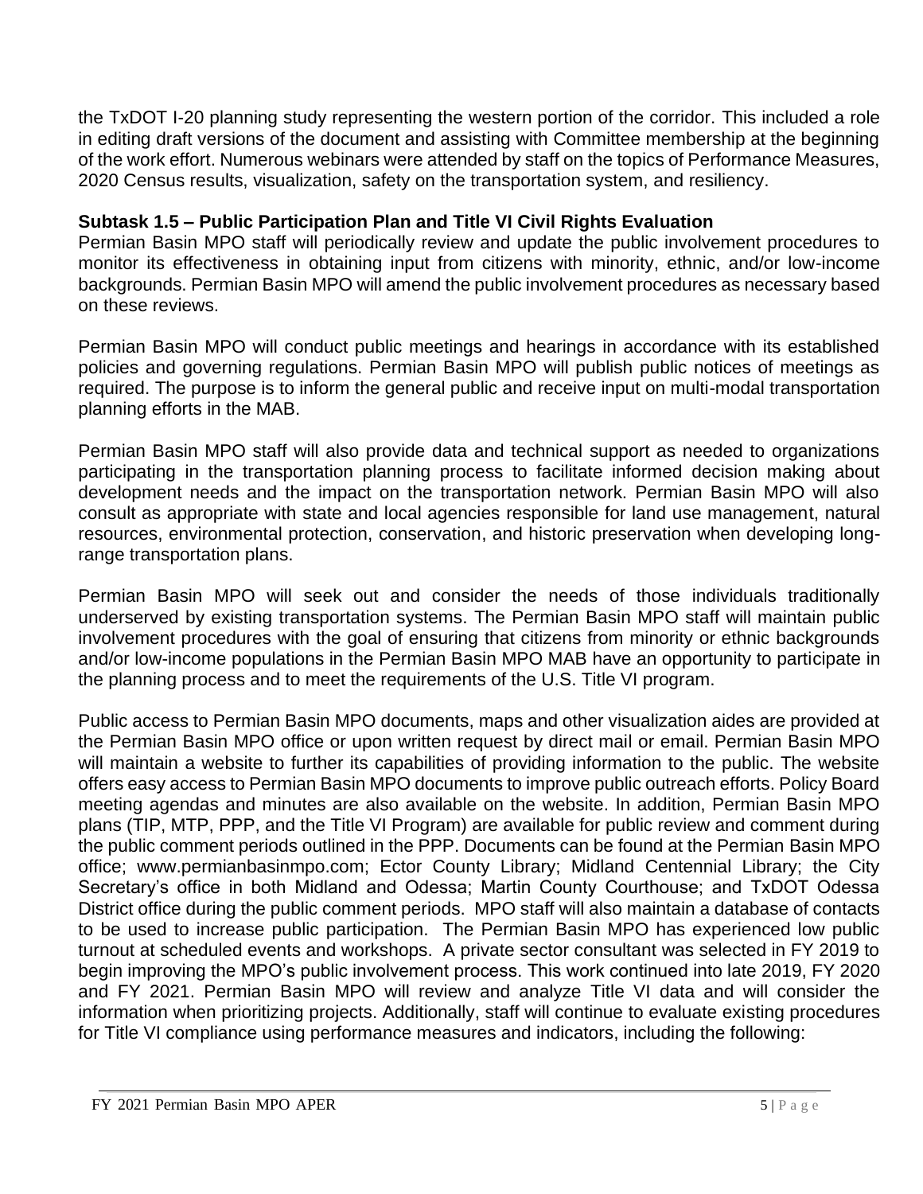the TxDOT I-20 planning study representing the western portion of the corridor. This included a role in editing draft versions of the document and assisting with Committee membership at the beginning of the work effort. Numerous webinars were attended by staff on the topics of Performance Measures, 2020 Census results, visualization, safety on the transportation system, and resiliency.

### Subtask 1.5 – Public Participation Plan and Title VI Civil Rights Evaluation

Permian Basin MPO staff will periodically review and update the public involvement procedures to monitor its effectiveness in obtaining input from citizens with minority, ethnic, and/or low-income backgrounds. Permian Basin MPO will amend the public involvement procedures as necessary based on these reviews.

Permian Basin MPO will conduct public meetings and hearings in accordance with its established policies and governing regulations. Permian Basin MPO will publish public notices of meetings as required. The purpose is to inform the general public and receive input on multi-modal transportation planning efforts in the MAB.

Permian Basin MPO staff will also provide data and technical support as needed to organizations participating in the transportation planning process to facilitate informed decision making about development needs and the impact on the transportation network. Permian Basin MPO will also consult as appropriate with state and local agencies responsible for land use management, natural resources, environmental protection, conservation, and historic preservation when developing long-range transportation plans.

Permian Basin MPO will seek out and consider the needs of those individuals traditionally underserved by existing transportation systems. The Permian Basin MPO staff will maintain public involvement procedures with the goal of ensuring that citizens from minority or ethnic backgrounds and/or low-income populations in the Permian Basin MPO MAB have an opportunity to participate in the planning process and to meet the requirements of the U.S. Title VI program.

Public access to Permian Basin MPO documents, maps and other visualization aides are provided at the Permian Basin MPO office or upon written request by direct mail or email. Permian Basin MPO will maintain a website to further its capabilities of providing information to the public. The website offers easy access to Permian Basin MPO documents to improve public outreach efforts. Policy Board meeting agendas and minutes are also available on the website. In addition, Permian Basin MPO plans (TIP, MTP, PPP, and the Title VI Program) are available for public review and comment during the public comment periods outlined in the PPP. Documents can be found at the Permian Basin MPO office; www.permianbasinmpo.com; Ector County Library; Midland Centennial Library; the City Secretary's office in both Midland and Odessa; Martin County Courthouse; and TxDOT Odessa District office during the public comment periods. MPO staff will also maintain a database of contacts to be used to increase public participation. The Permian Basin MPO has experienced low public turnout at scheduled events and workshops. A private sector consultant was selected in FY 2019 to begin improving the MPO's public involvement process. This work continued into late 2019, FY 2020 and FY 2021. Permian Basin MPO will review and analyze Title VI data and will consider the information when prioritizing projects. Additionally, staff will continue to evaluate existing procedures for Title VI compliance using performance measures and indicators, including the following: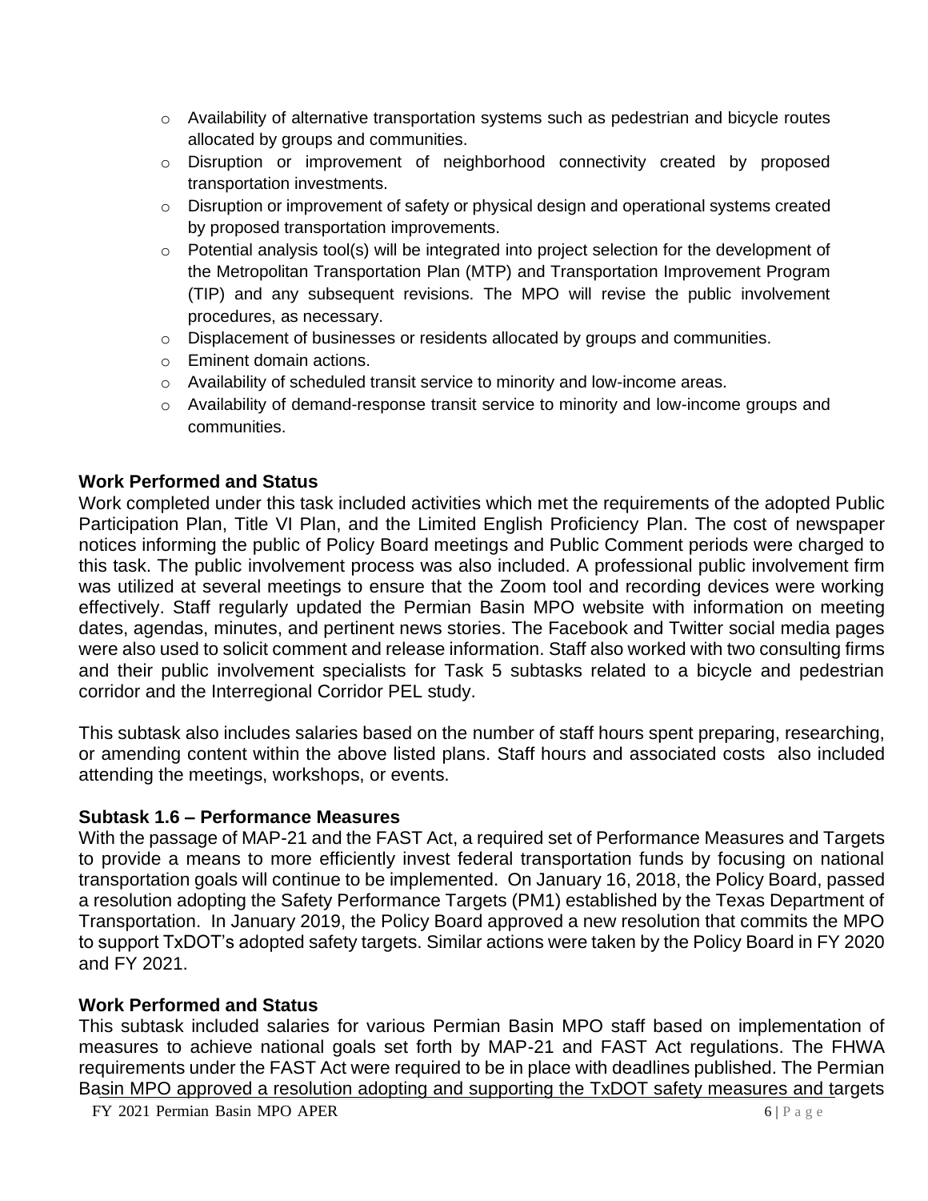- Availability of alternative transportation systems such as pedestrian and bicycle routes allocated by groups and communities.
- Disruption or improvement of neighborhood connectivity created by proposed transportation investments.
- Disruption or improvement of safety or physical design and operational systems created by proposed transportation improvements.
- Potential analysis tool(s) will be integrated into project selection for the development of the Metropolitan Transportation Plan (MTP) and Transportation Improvement Program (TIP) and any subsequent revisions. The MPO will revise the public involvement procedures, as necessary.
- Displacement of businesses or residents allocated by groups and communities.
- Eminent domain actions.
- Availability of scheduled transit service to minority and low-income areas.
- Availability of demand-response transit service to minority and low-income groups and communities.

**Work Performed and Status**

Work completed under this task included activities which met the requirements of the adopted Public Participation Plan, Title VI Plan, and the Limited English Proficiency Plan. The cost of newspaper notices informing the public of Policy Board meetings and Public Comment periods were charged to this task. The public involvement process was also included. A professional public involvement firm was utilized at several meetings to ensure that the Zoom tool and recording devices were working effectively. Staff regularly updated the Permian Basin MPO website with information on meeting dates, agendas, minutes, and pertinent news stories. The Facebook and Twitter social media pages were also used to solicit comment and release information. Staff also worked with two consulting firms and their public involvement specialists for Task 5 subtasks related to a bicycle and pedestrian corridor and the Interregional Corridor PEL study.

This subtask also includes salaries based on the number of staff hours spent preparing, researching, or amending content within the above listed plans. Staff hours and associated costs also included attending the meetings, workshops, or events.

**Subtask 1.6 – Performance Measures**

With the passage of MAP-21 and the FAST Act, a required set of Performance Measures and Targets to provide a means to more efficiently invest federal transportation funds by focusing on national transportation goals will continue to be implemented. On January 16, 2018, the Policy Board, passed a resolution adopting the Safety Performance Targets (PM1) established by the Texas Department of Transportation. In January 2019, the Policy Board approved a new resolution that commits the MPO to support TxDOT's adopted safety targets. Similar actions were taken by the Policy Board in FY 2020 and FY 2021.

**Work Performed and Status**

This subtask included salaries for various Permian Basin MPO staff based on implementation of measures to achieve national goals set forth by MAP-21 and FAST Act regulations. The FHWA requirements under the FAST Act were required to be in place with deadlines published. The Permian Basin MPO approved a resolution adopting and supporting the TxDOT safety measures and targets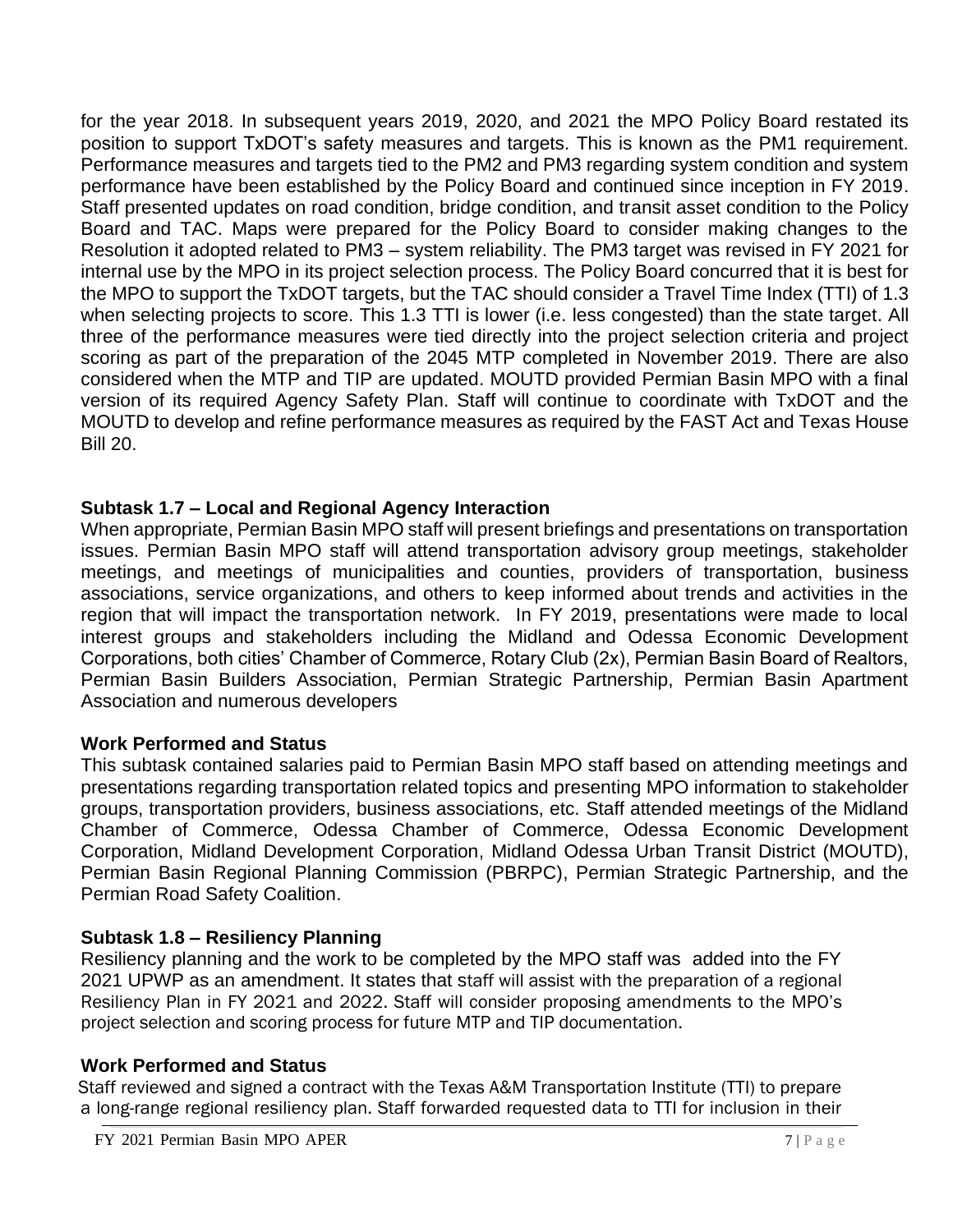for the year 2018. In subsequent years 2019, 2020, and 2021 the MPO Policy Board restated its position to support TxDOT's safety measures and targets. This is known as the PM1 requirement. Performance measures and targets tied to the PM2 and PM3 regarding system condition and system performance have been established by the Policy Board and continued since inception in FY 2019. Staff presented updates on road condition, bridge condition, and transit asset condition to the Policy Board and TAC. Maps were prepared for the Policy Board to consider making changes to the Resolution it adopted related to PM3 – system reliability. The PM3 target was revised in FY 2021 for internal use by the MPO in its project selection process. The Policy Board concurred that it is best for the MPO to support the TxDOT targets, but the TAC should consider a Travel Time Index (TTI) of 1.3 when selecting projects to score. This 1.3 TTI is lower (i.e. less congested) than the state target. All three of the performance measures were tied directly into the project selection criteria and project scoring as part of the preparation of the 2045 MTP completed in November 2019. There are also considered when the MTP and TIP are updated. MOUTD provided Permian Basin MPO with a final version of its required Agency Safety Plan. Staff will continue to coordinate with TxDOT and the MOUTD to develop and refine performance measures as required by the FAST Act and Texas House Bill 20.

### Subtask 1.7 – Local and Regional Agency Interaction

When appropriate, Permian Basin MPO staff will present briefings and presentations on transportation issues. Permian Basin MPO staff will attend transportation advisory group meetings, stakeholder meetings, and meetings of municipalities and counties, providers of transportation, business associations, service organizations, and others to keep informed about trends and activities in the region that will impact the transportation network. In FY 2019, presentations were made to local interest groups and stakeholders including the Midland and Odessa Economic Development Corporations, both cities' Chamber of Commerce, Rotary Club (2x), Permian Basin Board of Realtors, Permian Basin Builders Association, Permian Strategic Partnership, Permian Basin Apartment Association and numerous developers

### Work Performed and Status

This subtask contained salaries paid to Permian Basin MPO staff based on attending meetings and presentations regarding transportation related topics and presenting MPO information to stakeholder groups, transportation providers, business associations, etc. Staff attended meetings of the Midland Chamber of Commerce, Odessa Chamber of Commerce, Odessa Economic Development Corporation, Midland Development Corporation, Midland Odessa Urban Transit District (MOUTD), Permian Basin Regional Planning Commission (PBRPC), Permian Strategic Partnership, and the Permian Road Safety Coalition.

### Subtask 1.8 – Resiliency Planning

Resiliency planning and the work to be completed by the MPO staff was added into the FY 2021 UPWP as an amendment. It states that staff will assist with the preparation of a regional Resiliency Plan in FY 2021 and 2022. Staff will consider proposing amendments to the MPO's project selection and scoring process for future MTP and TIP documentation.

### Work Performed and Status

Staff reviewed and signed a contract with the Texas A&M Transportation Institute (TTI) to prepare a long-range regional resiliency plan. Staff forwarded requested data to TTI for inclusion in their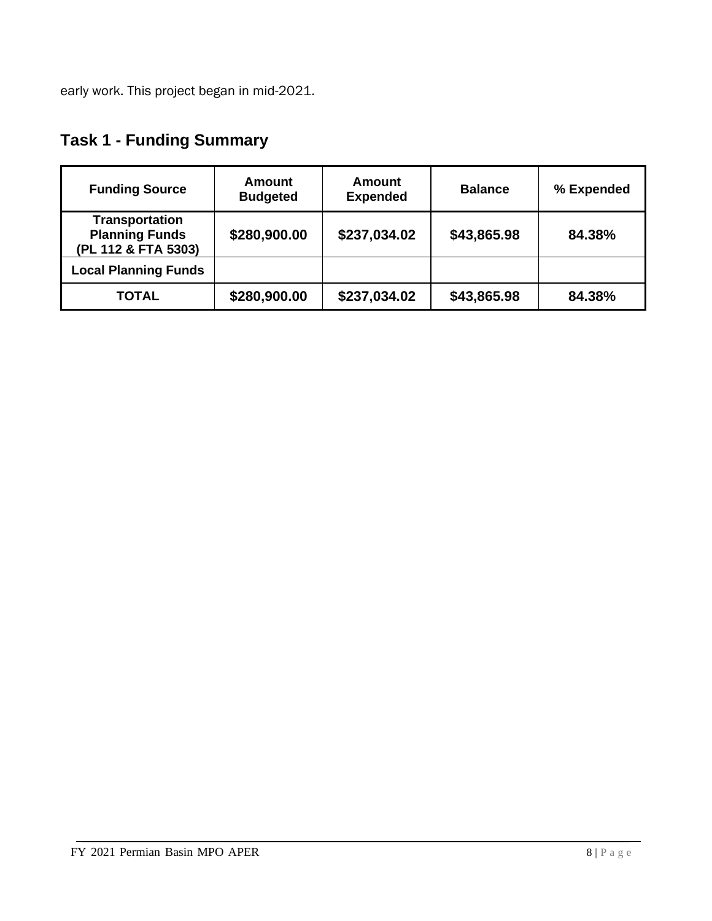early work. This project began in mid-2021.

## Task 1 - Funding Summary

| Funding Source | Amount Budgeted | Amount Expended | Balance | % Expended |
|---|---|---|---|---|
| **Transportation Planning Funds (PL 112 & FTA 5303)** | **$280,900.00** | **$237,034.02** | **$43,865.98** | **84.38%** |
| **Local Planning Funds** | | | | |
| **TOTAL** | **$280,900.00** | **$237,034.02** | **$43,865.98** | **84.38%** |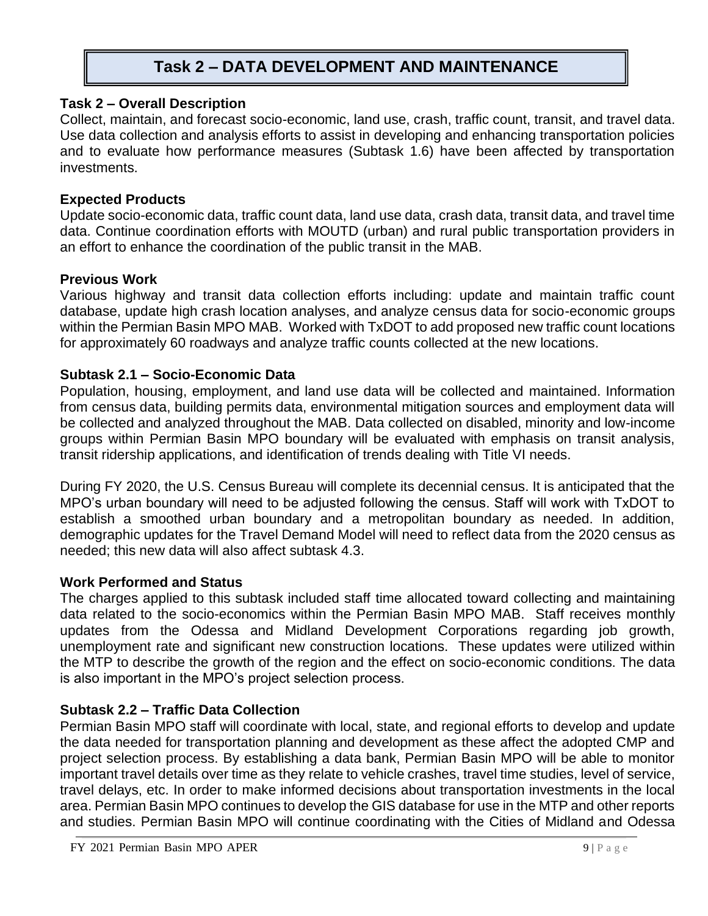# Task 2 – DATA DEVELOPMENT AND MAINTENANCE

**Task 2 – Overall Description**

Collect, maintain, and forecast socio-economic, land use, crash, traffic count, transit, and travel data. Use data collection and analysis efforts to assist in developing and enhancing transportation policies and to evaluate how performance measures (Subtask 1.6) have been affected by transportation investments.

**Expected Products**

Update socio-economic data, traffic count data, land use data, crash data, transit data, and travel time data. Continue coordination efforts with MOUTD (urban) and rural public transportation providers in an effort to enhance the coordination of the public transit in the MAB.

**Previous Work**

Various highway and transit data collection efforts including: update and maintain traffic count database, update high crash location analyses, and analyze census data for socio-economic groups within the Permian Basin MPO MAB. Worked with TxDOT to add proposed new traffic count locations for approximately 60 roadways and analyze traffic counts collected at the new locations.

**Subtask 2.1 – Socio-Economic Data**

Population, housing, employment, and land use data will be collected and maintained. Information from census data, building permits data, environmental mitigation sources and employment data will be collected and analyzed throughout the MAB. Data collected on disabled, minority and low-income groups within Permian Basin MPO boundary will be evaluated with emphasis on transit analysis, transit ridership applications, and identification of trends dealing with Title VI needs.

During FY 2020, the U.S. Census Bureau will complete its decennial census. It is anticipated that the MPO's urban boundary will need to be adjusted following the census. Staff will work with TxDOT to establish a smoothed urban boundary and a metropolitan boundary as needed. In addition, demographic updates for the Travel Demand Model will need to reflect data from the 2020 census as needed; this new data will also affect subtask 4.3.

**Work Performed and Status**

The charges applied to this subtask included staff time allocated toward collecting and maintaining data related to the socio-economics within the Permian Basin MPO MAB. Staff receives monthly updates from the Odessa and Midland Development Corporations regarding job growth, unemployment rate and significant new construction locations. These updates were utilized within the MTP to describe the growth of the region and the effect on socio-economic conditions. The data is also important in the MPO's project selection process.

**Subtask 2.2 – Traffic Data Collection**

Permian Basin MPO staff will coordinate with local, state, and regional efforts to develop and update the data needed for transportation planning and development as these affect the adopted CMP and project selection process. By establishing a data bank, Permian Basin MPO will be able to monitor important travel details over time as they relate to vehicle crashes, travel time studies, level of service, travel delays, etc. In order to make informed decisions about transportation investments in the local area. Permian Basin MPO continues to develop the GIS database for use in the MTP and other reports and studies. Permian Basin MPO will continue coordinating with the Cities of Midland and Odessa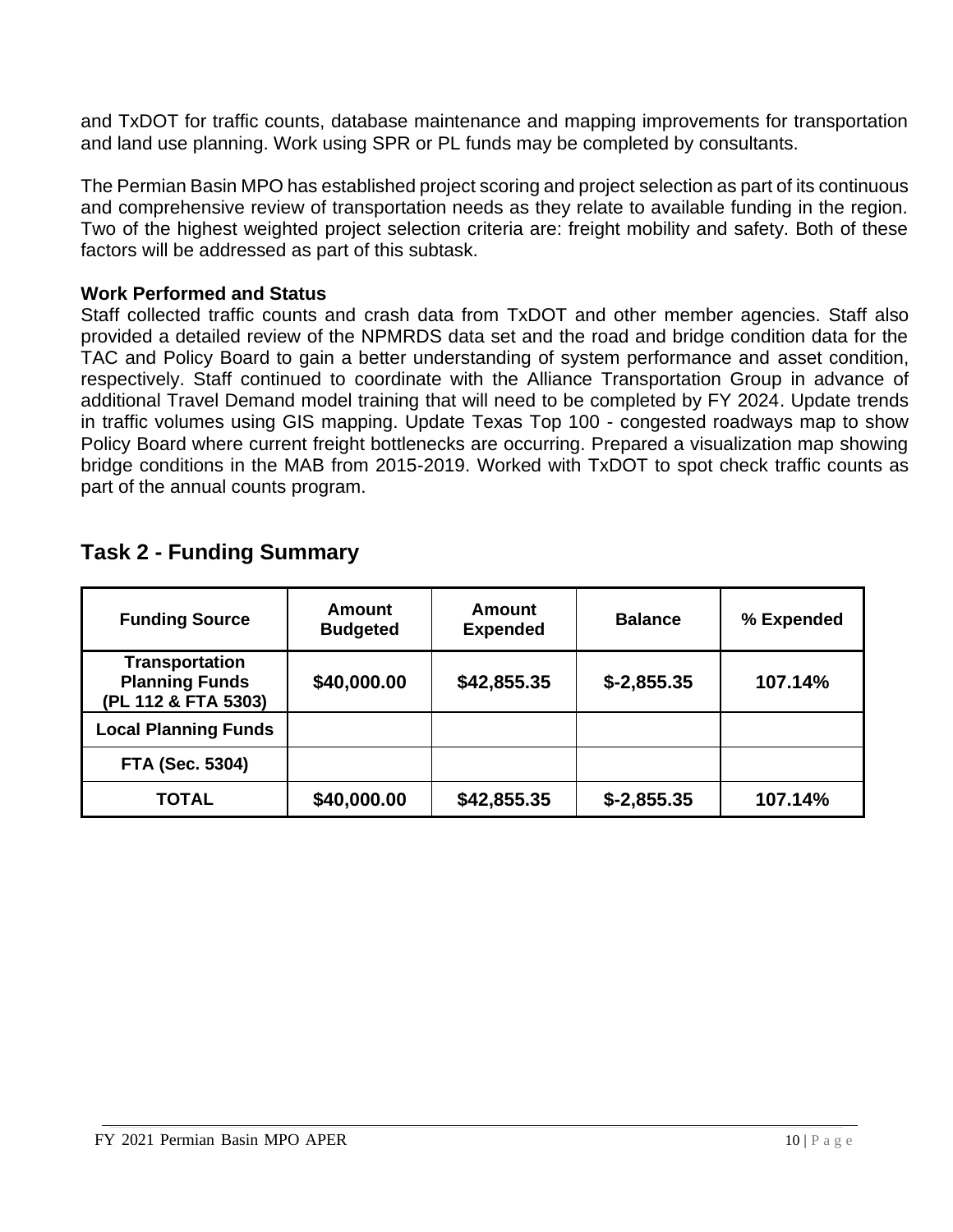and TxDOT for traffic counts, database maintenance and mapping improvements for transportation and land use planning. Work using SPR or PL funds may be completed by consultants.

The Permian Basin MPO has established project scoring and project selection as part of its continuous and comprehensive review of transportation needs as they relate to available funding in the region. Two of the highest weighted project selection criteria are: freight mobility and safety. Both of these factors will be addressed as part of this subtask.

**Work Performed and Status**

Staff collected traffic counts and crash data from TxDOT and other member agencies. Staff also provided a detailed review of the NPMRDS data set and the road and bridge condition data for the TAC and Policy Board to gain a better understanding of system performance and asset condition, respectively. Staff continued to coordinate with the Alliance Transportation Group in advance of additional Travel Demand model training that will need to be completed by FY 2024. Update trends in traffic volumes using GIS mapping. Update Texas Top 100 - congested roadways map to show Policy Board where current freight bottlenecks are occurring. Prepared a visualization map showing bridge conditions in the MAB from 2015-2019. Worked with TxDOT to spot check traffic counts as part of the annual counts program.

## Task 2 - Funding Summary

| Funding Source | Amount Budgeted | Amount Expended | Balance | % Expended |
|---|---|---|---|---|
| Transportation Planning Funds (PL 112 & FTA 5303) | $40,000.00 | $42,855.35 | $-2,855.35 | 107.14% |
| Local Planning Funds | | | | |
| FTA (Sec. 5304) | | | | |
| TOTAL | $40,000.00 | $42,855.35 | $-2,855.35 | 107.14% |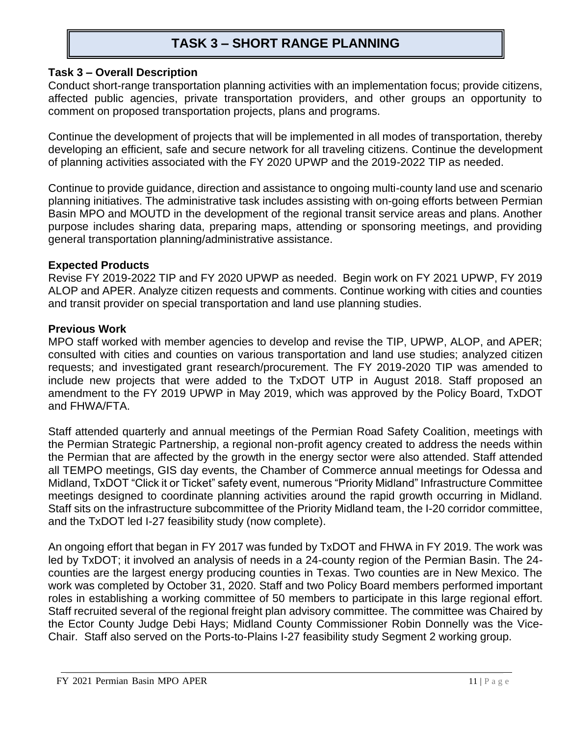# TASK 3 – SHORT RANGE PLANNING

**Task 3 – Overall Description**

Conduct short-range transportation planning activities with an implementation focus; provide citizens, affected public agencies, private transportation providers, and other groups an opportunity to comment on proposed transportation projects, plans and programs.

Continue the development of projects that will be implemented in all modes of transportation, thereby developing an efficient, safe and secure network for all traveling citizens. Continue the development of planning activities associated with the FY 2020 UPWP and the 2019-2022 TIP as needed.

Continue to provide guidance, direction and assistance to ongoing multi-county land use and scenario planning initiatives. The administrative task includes assisting with on-going efforts between Permian Basin MPO and MOUTD in the development of the regional transit service areas and plans. Another purpose includes sharing data, preparing maps, attending or sponsoring meetings, and providing general transportation planning/administrative assistance.

**Expected Products**

Revise FY 2019-2022 TIP and FY 2020 UPWP as needed. Begin work on FY 2021 UPWP, FY 2019 ALOP and APER. Analyze citizen requests and comments. Continue working with cities and counties and transit provider on special transportation and land use planning studies.

**Previous Work**

MPO staff worked with member agencies to develop and revise the TIP, UPWP, ALOP, and APER; consulted with cities and counties on various transportation and land use studies; analyzed citizen requests; and investigated grant research/procurement. The FY 2019-2020 TIP was amended to include new projects that were added to the TxDOT UTP in August 2018. Staff proposed an amendment to the FY 2019 UPWP in May 2019, which was approved by the Policy Board, TxDOT and FHWA/FTA.

Staff attended quarterly and annual meetings of the Permian Road Safety Coalition, meetings with the Permian Strategic Partnership, a regional non-profit agency created to address the needs within the Permian that are affected by the growth in the energy sector were also attended. Staff attended all TEMPO meetings, GIS day events, the Chamber of Commerce annual meetings for Odessa and Midland, TxDOT "Click it or Ticket" safety event, numerous "Priority Midland" Infrastructure Committee meetings designed to coordinate planning activities around the rapid growth occurring in Midland. Staff sits on the infrastructure subcommittee of the Priority Midland team, the I-20 corridor committee, and the TxDOT led I-27 feasibility study (now complete).

An ongoing effort that began in FY 2017 was funded by TxDOT and FHWA in FY 2019. The work was led by TxDOT; it involved an analysis of needs in a 24-county region of the Permian Basin. The 24-counties are the largest energy producing counties in Texas. Two counties are in New Mexico. The work was completed by October 31, 2020. Staff and two Policy Board members performed important roles in establishing a working committee of 50 members to participate in this large regional effort. Staff recruited several of the regional freight plan advisory committee. The committee was Chaired by the Ector County Judge Debi Hays; Midland County Commissioner Robin Donnelly was the Vice-Chair. Staff also served on the Ports-to-Plains I-27 feasibility study Segment 2 working group.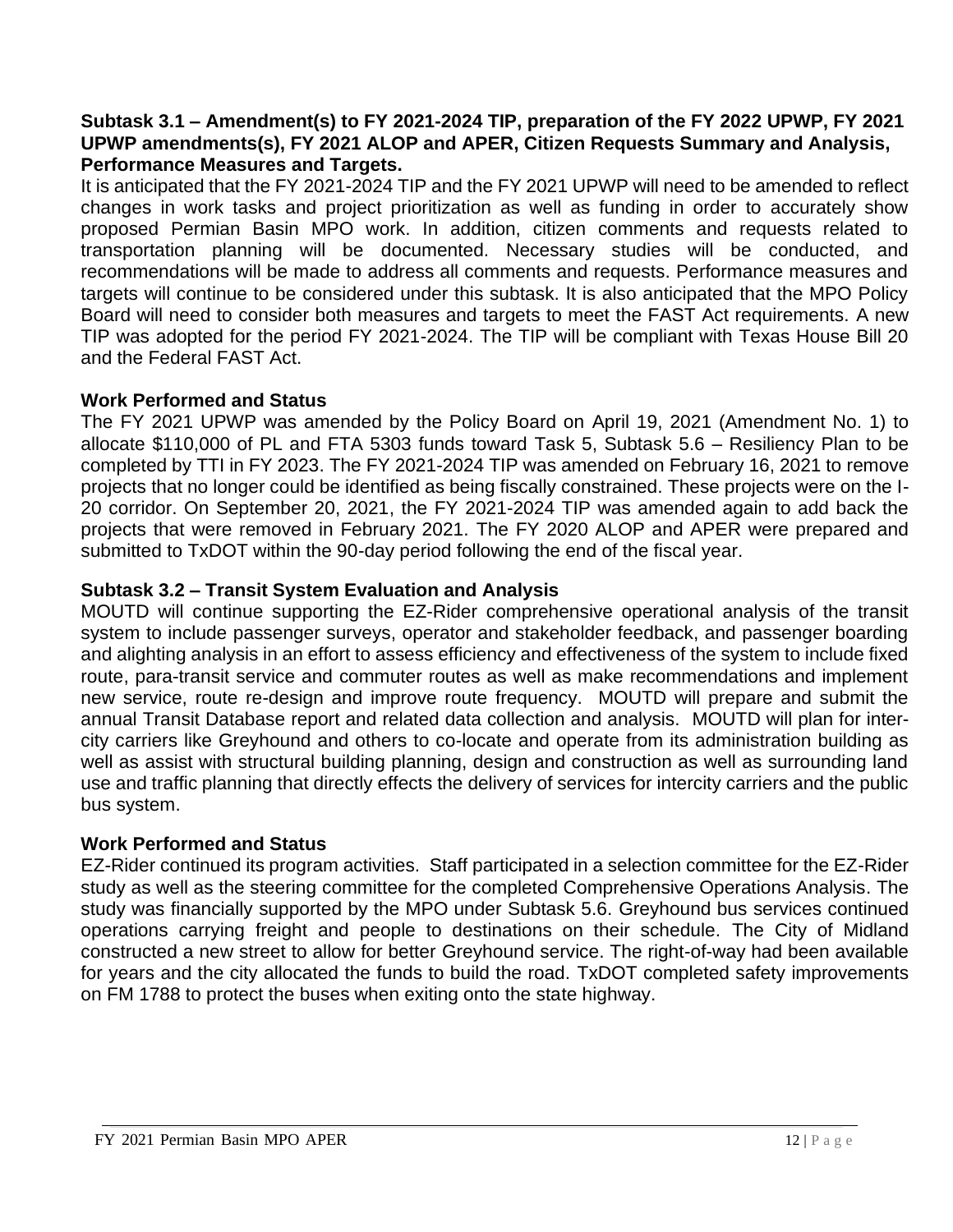**Subtask 3.1 – Amendment(s) to FY 2021-2024 TIP, preparation of the FY 2022 UPWP, FY 2021 UPWP amendments(s), FY 2021 ALOP and APER, Citizen Requests Summary and Analysis, Performance Measures and Targets.**

It is anticipated that the FY 2021-2024 TIP and the FY 2021 UPWP will need to be amended to reflect changes in work tasks and project prioritization as well as funding in order to accurately show proposed Permian Basin MPO work. In addition, citizen comments and requests related to transportation planning will be documented. Necessary studies will be conducted, and recommendations will be made to address all comments and requests. Performance measures and targets will continue to be considered under this subtask. It is also anticipated that the MPO Policy Board will need to consider both measures and targets to meet the FAST Act requirements. A new TIP was adopted for the period FY 2021-2024. The TIP will be compliant with Texas House Bill 20 and the Federal FAST Act.

**Work Performed and Status**

The FY 2021 UPWP was amended by the Policy Board on April 19, 2021 (Amendment No. 1) to allocate $110,000 of PL and FTA 5303 funds toward Task 5, Subtask 5.6 – Resiliency Plan to be completed by TTI in FY 2023. The FY 2021-2024 TIP was amended on February 16, 2021 to remove projects that no longer could be identified as being fiscally constrained. These projects were on the I-20 corridor. On September 20, 2021, the FY 2021-2024 TIP was amended again to add back the projects that were removed in February 2021. The FY 2020 ALOP and APER were prepared and submitted to TxDOT within the 90-day period following the end of the fiscal year.

**Subtask 3.2 – Transit System Evaluation and Analysis**

MOUTD will continue supporting the EZ-Rider comprehensive operational analysis of the transit system to include passenger surveys, operator and stakeholder feedback, and passenger boarding and alighting analysis in an effort to assess efficiency and effectiveness of the system to include fixed route, para-transit service and commuter routes as well as make recommendations and implement new service, route re-design and improve route frequency. MOUTD will prepare and submit the annual Transit Database report and related data collection and analysis. MOUTD will plan for inter-city carriers like Greyhound and others to co-locate and operate from its administration building as well as assist with structural building planning, design and construction as well as surrounding land use and traffic planning that directly effects the delivery of services for intercity carriers and the public bus system.

**Work Performed and Status**

EZ-Rider continued its program activities. Staff participated in a selection committee for the EZ-Rider study as well as the steering committee for the completed Comprehensive Operations Analysis. The study was financially supported by the MPO under Subtask 5.6. Greyhound bus services continued operations carrying freight and people to destinations on their schedule. The City of Midland constructed a new street to allow for better Greyhound service. The right-of-way had been available for years and the city allocated the funds to build the road. TxDOT completed safety improvements on FM 1788 to protect the buses when exiting onto the state highway.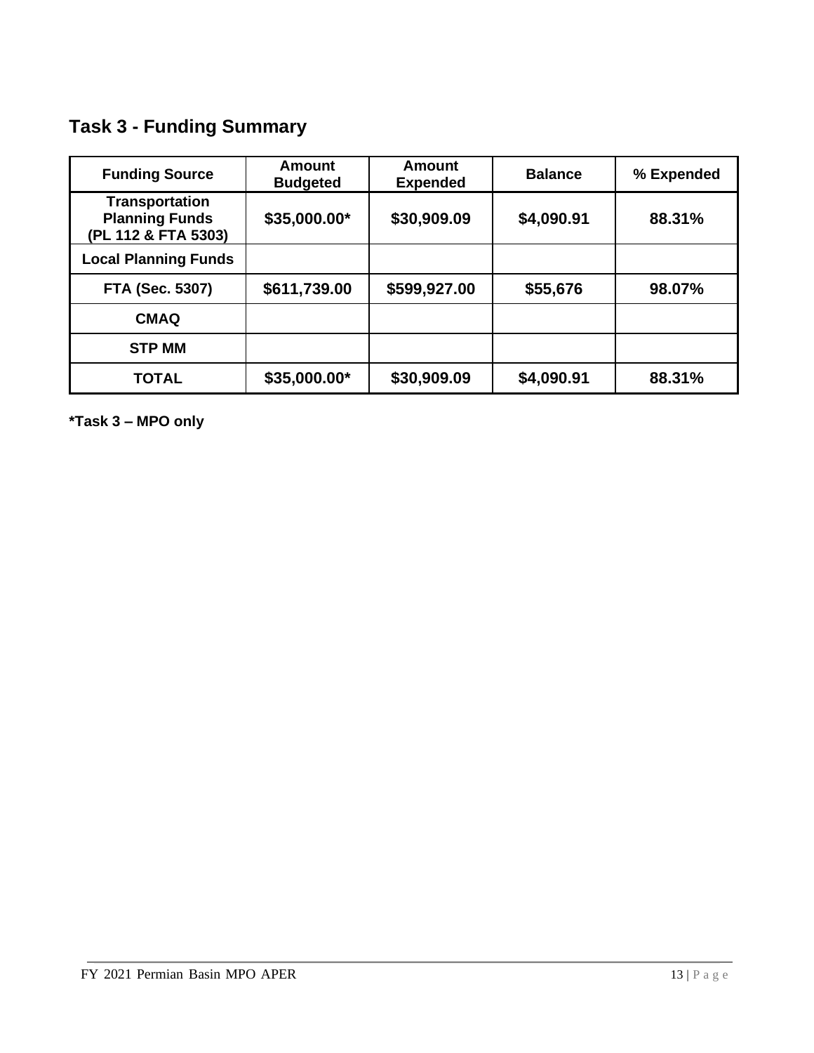## Task 3 - Funding Summary

| Funding Source | Amount Budgeted | Amount Expended | Balance | % Expended |
|---|---|---|---|---|
| Transportation Planning Funds (PL 112 & FTA 5303) | $35,000.00* | $30,909.09 | $4,090.91 | 88.31% |
| Local Planning Funds | | | | |
| FTA (Sec. 5307) | $611,739.00 | $599,927.00 | $55,676 | 98.07% |
| CMAQ | | | | |
| STP MM | | | | |
| TOTAL | $35,000.00* | $30,909.09 | $4,090.91 | 88.31% |

**\*Task 3 – MPO only**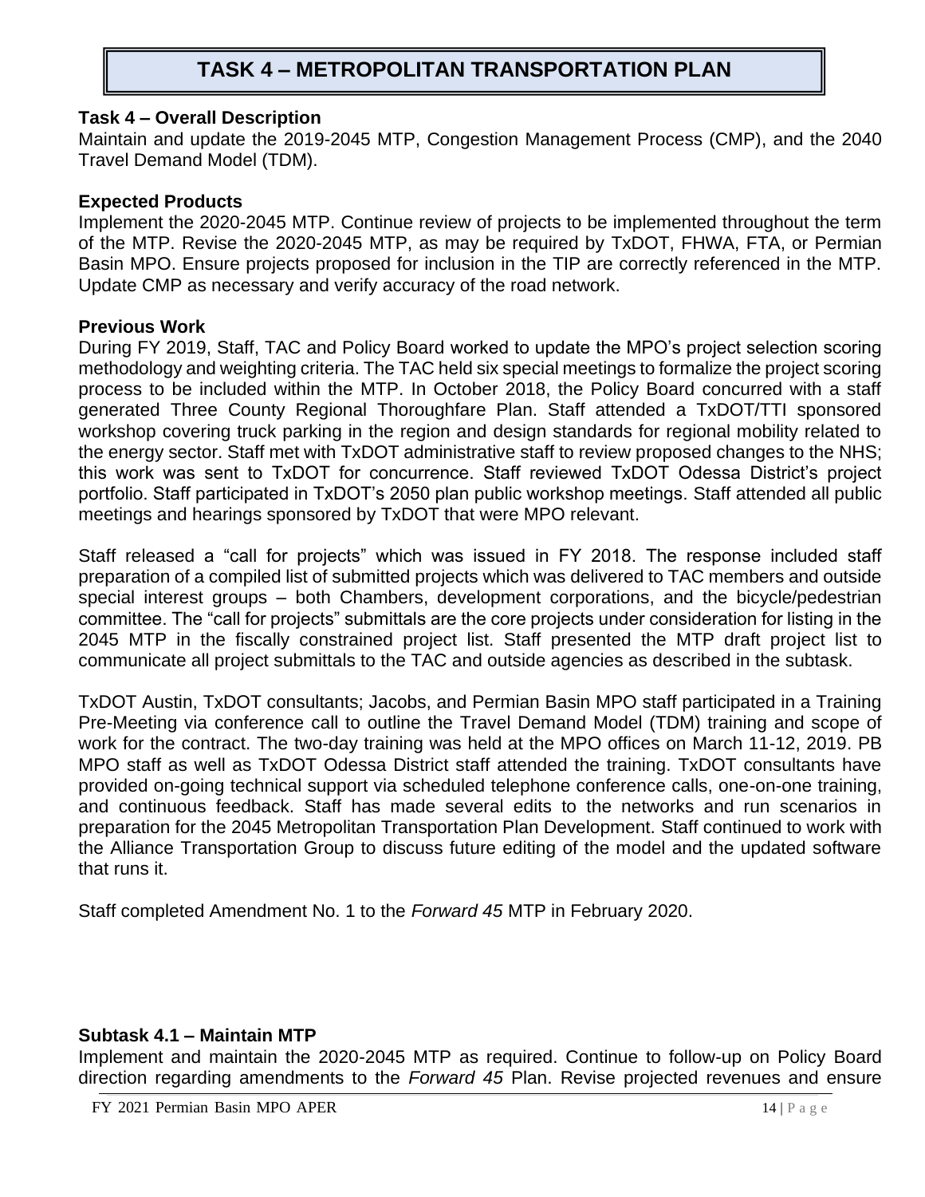# TASK 4 – METROPOLITAN TRANSPORTATION PLAN

**Task 4 – Overall Description**

Maintain and update the 2019-2045 MTP, Congestion Management Process (CMP), and the 2040 Travel Demand Model (TDM).

**Expected Products**

Implement the 2020-2045 MTP. Continue review of projects to be implemented throughout the term of the MTP. Revise the 2020-2045 MTP, as may be required by TxDOT, FHWA, FTA, or Permian Basin MPO. Ensure projects proposed for inclusion in the TIP are correctly referenced in the MTP. Update CMP as necessary and verify accuracy of the road network.

**Previous Work**

During FY 2019, Staff, TAC and Policy Board worked to update the MPO's project selection scoring methodology and weighting criteria. The TAC held six special meetings to formalize the project scoring process to be included within the MTP. In October 2018, the Policy Board concurred with a staff generated Three County Regional Thoroughfare Plan. Staff attended a TxDOT/TTI sponsored workshop covering truck parking in the region and design standards for regional mobility related to the energy sector. Staff met with TxDOT administrative staff to review proposed changes to the NHS; this work was sent to TxDOT for concurrence. Staff reviewed TxDOT Odessa District's project portfolio. Staff participated in TxDOT's 2050 plan public workshop meetings. Staff attended all public meetings and hearings sponsored by TxDOT that were MPO relevant.

Staff released a "call for projects" which was issued in FY 2018. The response included staff preparation of a compiled list of submitted projects which was delivered to TAC members and outside special interest groups – both Chambers, development corporations, and the bicycle/pedestrian committee. The "call for projects" submittals are the core projects under consideration for listing in the 2045 MTP in the fiscally constrained project list. Staff presented the MTP draft project list to communicate all project submittals to the TAC and outside agencies as described in the subtask.

TxDOT Austin, TxDOT consultants; Jacobs, and Permian Basin MPO staff participated in a Training Pre-Meeting via conference call to outline the Travel Demand Model (TDM) training and scope of work for the contract. The two-day training was held at the MPO offices on March 11-12, 2019. PB MPO staff as well as TxDOT Odessa District staff attended the training. TxDOT consultants have provided on-going technical support via scheduled telephone conference calls, one-on-one training, and continuous feedback. Staff has made several edits to the networks and run scenarios in preparation for the 2045 Metropolitan Transportation Plan Development. Staff continued to work with the Alliance Transportation Group to discuss future editing of the model and the updated software that runs it.

Staff completed Amendment No. 1 to the *Forward 45* MTP in February 2020.

**Subtask 4.1 – Maintain MTP**

Implement and maintain the 2020-2045 MTP as required. Continue to follow-up on Policy Board direction regarding amendments to the *Forward 45* Plan. Revise projected revenues and ensure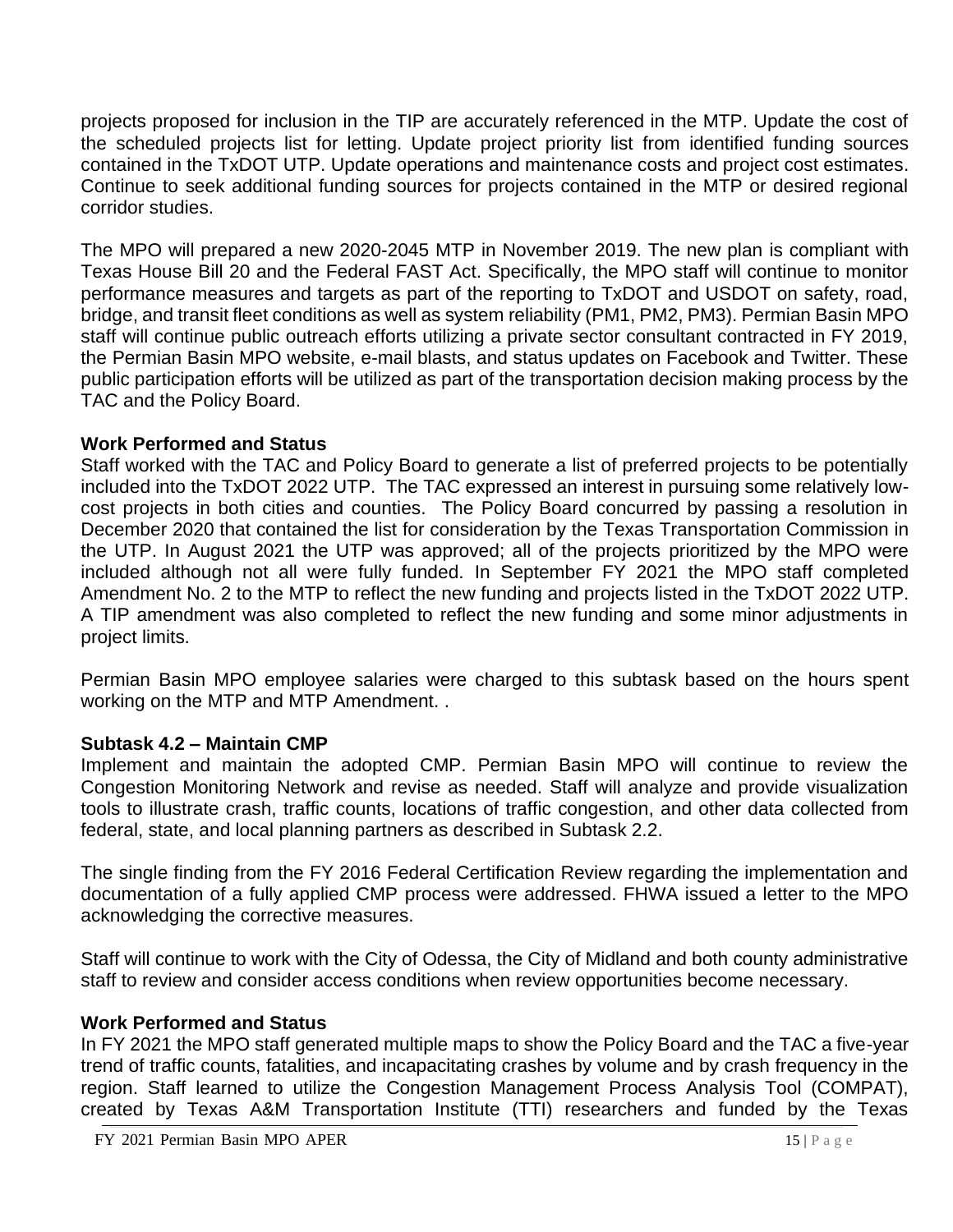projects proposed for inclusion in the TIP are accurately referenced in the MTP. Update the cost of the scheduled projects list for letting. Update project priority list from identified funding sources contained in the TxDOT UTP. Update operations and maintenance costs and project cost estimates. Continue to seek additional funding sources for projects contained in the MTP or desired regional corridor studies.

The MPO will prepared a new 2020-2045 MTP in November 2019. The new plan is compliant with Texas House Bill 20 and the Federal FAST Act. Specifically, the MPO staff will continue to monitor performance measures and targets as part of the reporting to TxDOT and USDOT on safety, road, bridge, and transit fleet conditions as well as system reliability (PM1, PM2, PM3). Permian Basin MPO staff will continue public outreach efforts utilizing a private sector consultant contracted in FY 2019, the Permian Basin MPO website, e-mail blasts, and status updates on Facebook and Twitter. These public participation efforts will be utilized as part of the transportation decision making process by the TAC and the Policy Board.

**Work Performed and Status**

Staff worked with the TAC and Policy Board to generate a list of preferred projects to be potentially included into the TxDOT 2022 UTP. The TAC expressed an interest in pursuing some relatively low-cost projects in both cities and counties. The Policy Board concurred by passing a resolution in December 2020 that contained the list for consideration by the Texas Transportation Commission in the UTP. In August 2021 the UTP was approved; all of the projects prioritized by the MPO were included although not all were fully funded. In September FY 2021 the MPO staff completed Amendment No. 2 to the MTP to reflect the new funding and projects listed in the TxDOT 2022 UTP. A TIP amendment was also completed to reflect the new funding and some minor adjustments in project limits.

Permian Basin MPO employee salaries were charged to this subtask based on the hours spent working on the MTP and MTP Amendment. .

**Subtask 4.2 – Maintain CMP**

Implement and maintain the adopted CMP. Permian Basin MPO will continue to review the Congestion Monitoring Network and revise as needed. Staff will analyze and provide visualization tools to illustrate crash, traffic counts, locations of traffic congestion, and other data collected from federal, state, and local planning partners as described in Subtask 2.2.

The single finding from the FY 2016 Federal Certification Review regarding the implementation and documentation of a fully applied CMP process were addressed. FHWA issued a letter to the MPO acknowledging the corrective measures.

Staff will continue to work with the City of Odessa, the City of Midland and both county administrative staff to review and consider access conditions when review opportunities become necessary.

**Work Performed and Status**

In FY 2021 the MPO staff generated multiple maps to show the Policy Board and the TAC a five-year trend of traffic counts, fatalities, and incapacitating crashes by volume and by crash frequency in the region. Staff learned to utilize the Congestion Management Process Analysis Tool (COMPAT), created by Texas A&M Transportation Institute (TTI) researchers and funded by the Texas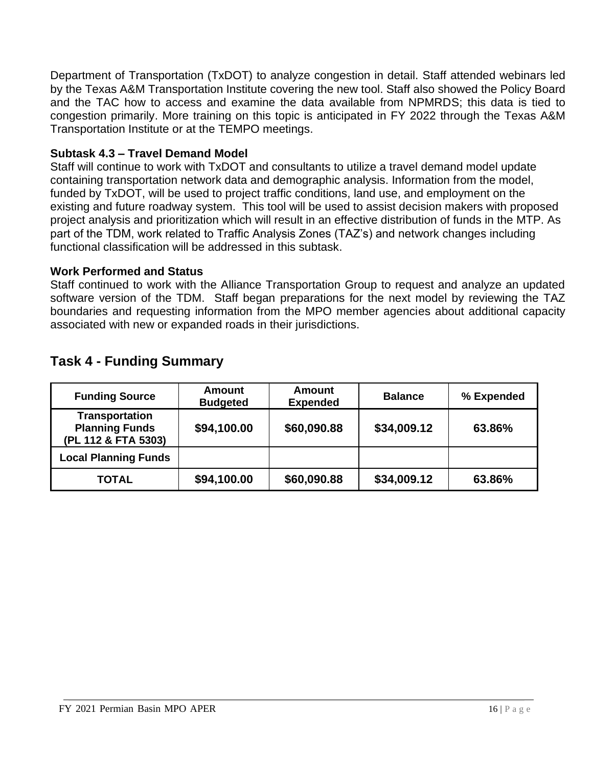Department of Transportation (TxDOT) to analyze congestion in detail. Staff attended webinars led by the Texas A&M Transportation Institute covering the new tool. Staff also showed the Policy Board and the TAC how to access and examine the data available from NPMRDS; this data is tied to congestion primarily. More training on this topic is anticipated in FY 2022 through the Texas A&M Transportation Institute or at the TEMPO meetings.

**Subtask 4.3 – Travel Demand Model**

Staff will continue to work with TxDOT and consultants to utilize a travel demand model update containing transportation network data and demographic analysis. Information from the model, funded by TxDOT, will be used to project traffic conditions, land use, and employment on the existing and future roadway system. This tool will be used to assist decision makers with proposed project analysis and prioritization which will result in an effective distribution of funds in the MTP. As part of the TDM, work related to Traffic Analysis Zones (TAZ's) and network changes including functional classification will be addressed in this subtask.

**Work Performed and Status**

Staff continued to work with the Alliance Transportation Group to request and analyze an updated software version of the TDM. Staff began preparations for the next model by reviewing the TAZ boundaries and requesting information from the MPO member agencies about additional capacity associated with new or expanded roads in their jurisdictions.

## Task 4 - Funding Summary

| Funding Source | Amount Budgeted | Amount Expended | Balance | % Expended |
|---|---|---|---|---|
| **Transportation Planning Funds (PL 112 & FTA 5303)** | **$94,100.00** | **$60,090.88** | **$34,009.12** | **63.86%** |
| **Local Planning Funds** | | | | |
| **TOTAL** | **$94,100.00** | **$60,090.88** | **$34,009.12** | **63.86%** |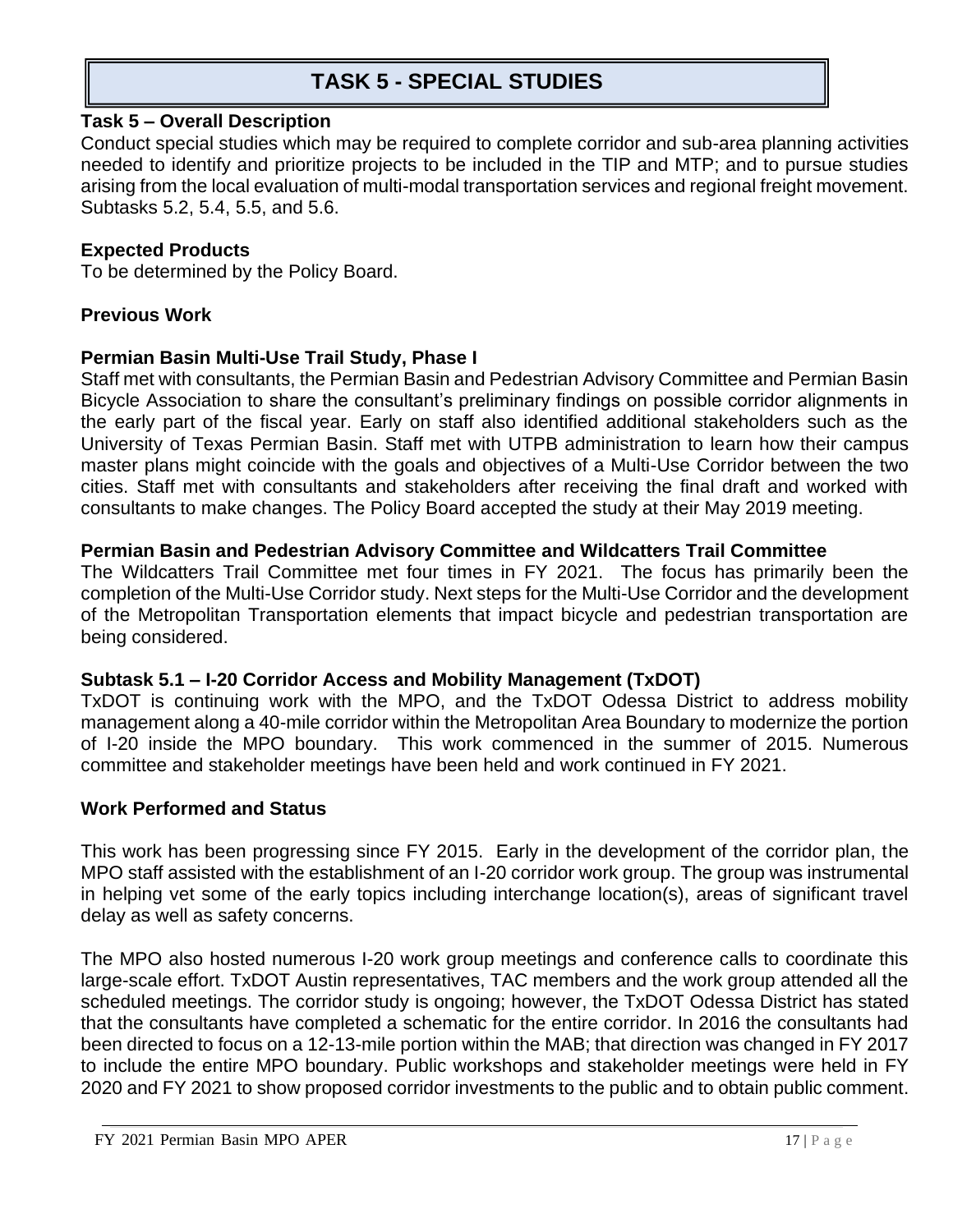# TASK 5 - SPECIAL STUDIES

**Task 5 – Overall Description**

Conduct special studies which may be required to complete corridor and sub-area planning activities needed to identify and prioritize projects to be included in the TIP and MTP; and to pursue studies arising from the local evaluation of multi-modal transportation services and regional freight movement. Subtasks 5.2, 5.4, 5.5, and 5.6.

**Expected Products**

To be determined by the Policy Board.

**Previous Work**

**Permian Basin Multi-Use Trail Study, Phase I**

Staff met with consultants, the Permian Basin and Pedestrian Advisory Committee and Permian Basin Bicycle Association to share the consultant's preliminary findings on possible corridor alignments in the early part of the fiscal year. Early on staff also identified additional stakeholders such as the University of Texas Permian Basin. Staff met with UTPB administration to learn how their campus master plans might coincide with the goals and objectives of a Multi-Use Corridor between the two cities. Staff met with consultants and stakeholders after receiving the final draft and worked with consultants to make changes. The Policy Board accepted the study at their May 2019 meeting.

**Permian Basin and Pedestrian Advisory Committee and Wildcatters Trail Committee**

The Wildcatters Trail Committee met four times in FY 2021. The focus has primarily been the completion of the Multi-Use Corridor study. Next steps for the Multi-Use Corridor and the development of the Metropolitan Transportation elements that impact bicycle and pedestrian transportation are being considered.

**Subtask 5.1 – I-20 Corridor Access and Mobility Management (TxDOT)**

TxDOT is continuing work with the MPO, and the TxDOT Odessa District to address mobility management along a 40-mile corridor within the Metropolitan Area Boundary to modernize the portion of I-20 inside the MPO boundary. This work commenced in the summer of 2015. Numerous committee and stakeholder meetings have been held and work continued in FY 2021.

**Work Performed and Status**

This work has been progressing since FY 2015. Early in the development of the corridor plan, the MPO staff assisted with the establishment of an I-20 corridor work group. The group was instrumental in helping vet some of the early topics including interchange location(s), areas of significant travel delay as well as safety concerns.

The MPO also hosted numerous I-20 work group meetings and conference calls to coordinate this large-scale effort. TxDOT Austin representatives, TAC members and the work group attended all the scheduled meetings. The corridor study is ongoing; however, the TxDOT Odessa District has stated that the consultants have completed a schematic for the entire corridor. In 2016 the consultants had been directed to focus on a 12-13-mile portion within the MAB; that direction was changed in FY 2017 to include the entire MPO boundary. Public workshops and stakeholder meetings were held in FY 2020 and FY 2021 to show proposed corridor investments to the public and to obtain public comment.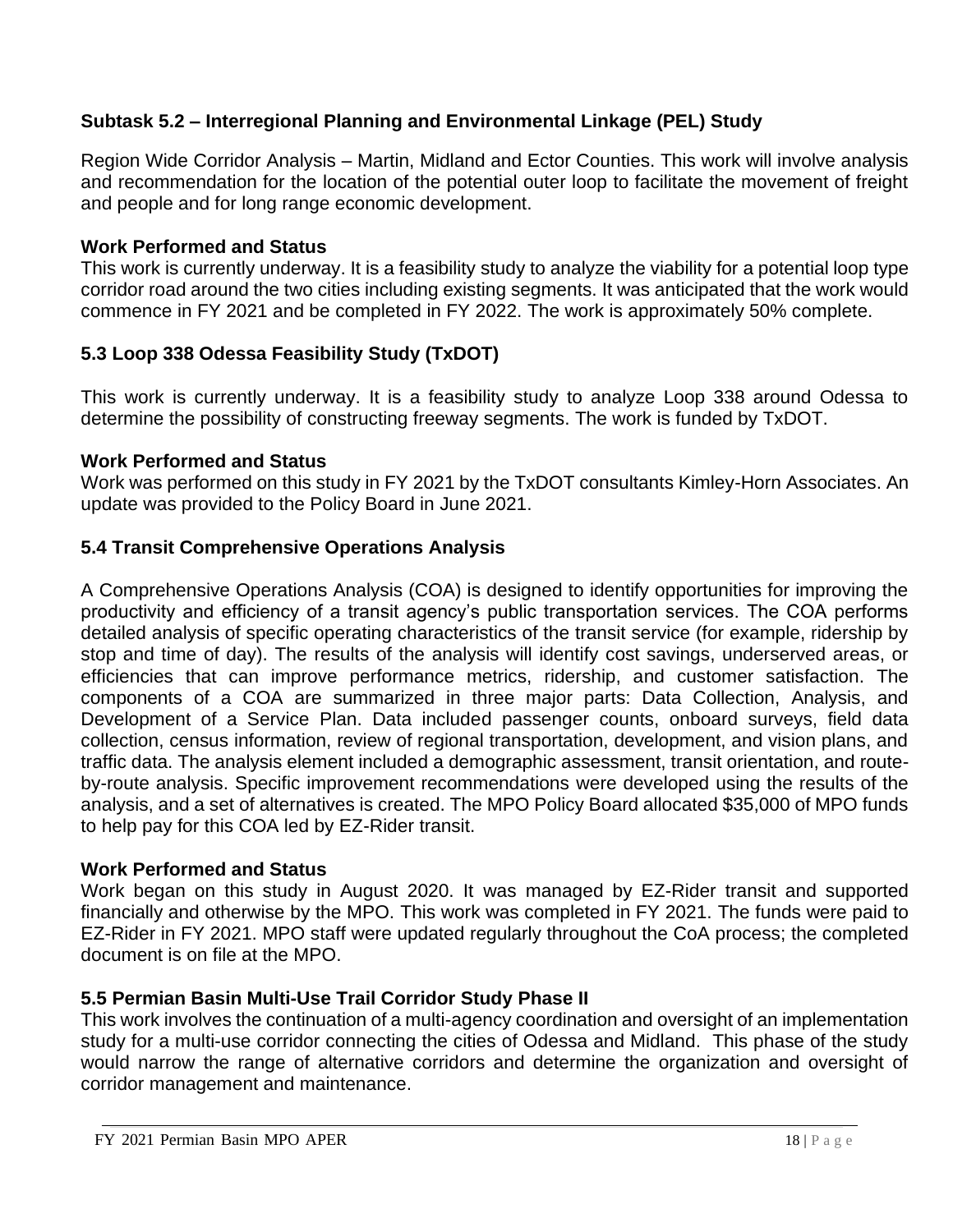### Subtask 5.2 – Interregional Planning and Environmental Linkage (PEL) Study

Region Wide Corridor Analysis – Martin, Midland and Ector Counties. This work will involve analysis and recommendation for the location of the potential outer loop to facilitate the movement of freight and people and for long range economic development.

**Work Performed and Status**

This work is currently underway. It is a feasibility study to analyze the viability for a potential loop type corridor road around the two cities including existing segments. It was anticipated that the work would commence in FY 2021 and be completed in FY 2022. The work is approximately 50% complete.

### 5.3 Loop 338 Odessa Feasibility Study (TxDOT)

This work is currently underway. It is a feasibility study to analyze Loop 338 around Odessa to determine the possibility of constructing freeway segments. The work is funded by TxDOT.

**Work Performed and Status**

Work was performed on this study in FY 2021 by the TxDOT consultants Kimley-Horn Associates. An update was provided to the Policy Board in June 2021.

### 5.4 Transit Comprehensive Operations Analysis

A Comprehensive Operations Analysis (COA) is designed to identify opportunities for improving the productivity and efficiency of a transit agency's public transportation services. The COA performs detailed analysis of specific operating characteristics of the transit service (for example, ridership by stop and time of day). The results of the analysis will identify cost savings, underserved areas, or efficiencies that can improve performance metrics, ridership, and customer satisfaction. The components of a COA are summarized in three major parts: Data Collection, Analysis, and Development of a Service Plan. Data included passenger counts, onboard surveys, field data collection, census information, review of regional transportation, development, and vision plans, and traffic data. The analysis element included a demographic assessment, transit orientation, and route-by-route analysis. Specific improvement recommendations were developed using the results of the analysis, and a set of alternatives is created. The MPO Policy Board allocated $35,000 of MPO funds to help pay for this COA led by EZ-Rider transit.

**Work Performed and Status**

Work began on this study in August 2020. It was managed by EZ-Rider transit and supported financially and otherwise by the MPO. This work was completed in FY 2021. The funds were paid to EZ-Rider in FY 2021. MPO staff were updated regularly throughout the CoA process; the completed document is on file at the MPO.

### 5.5 Permian Basin Multi-Use Trail Corridor Study Phase II

This work involves the continuation of a multi-agency coordination and oversight of an implementation study for a multi-use corridor connecting the cities of Odessa and Midland. This phase of the study would narrow the range of alternative corridors and determine the organization and oversight of corridor management and maintenance.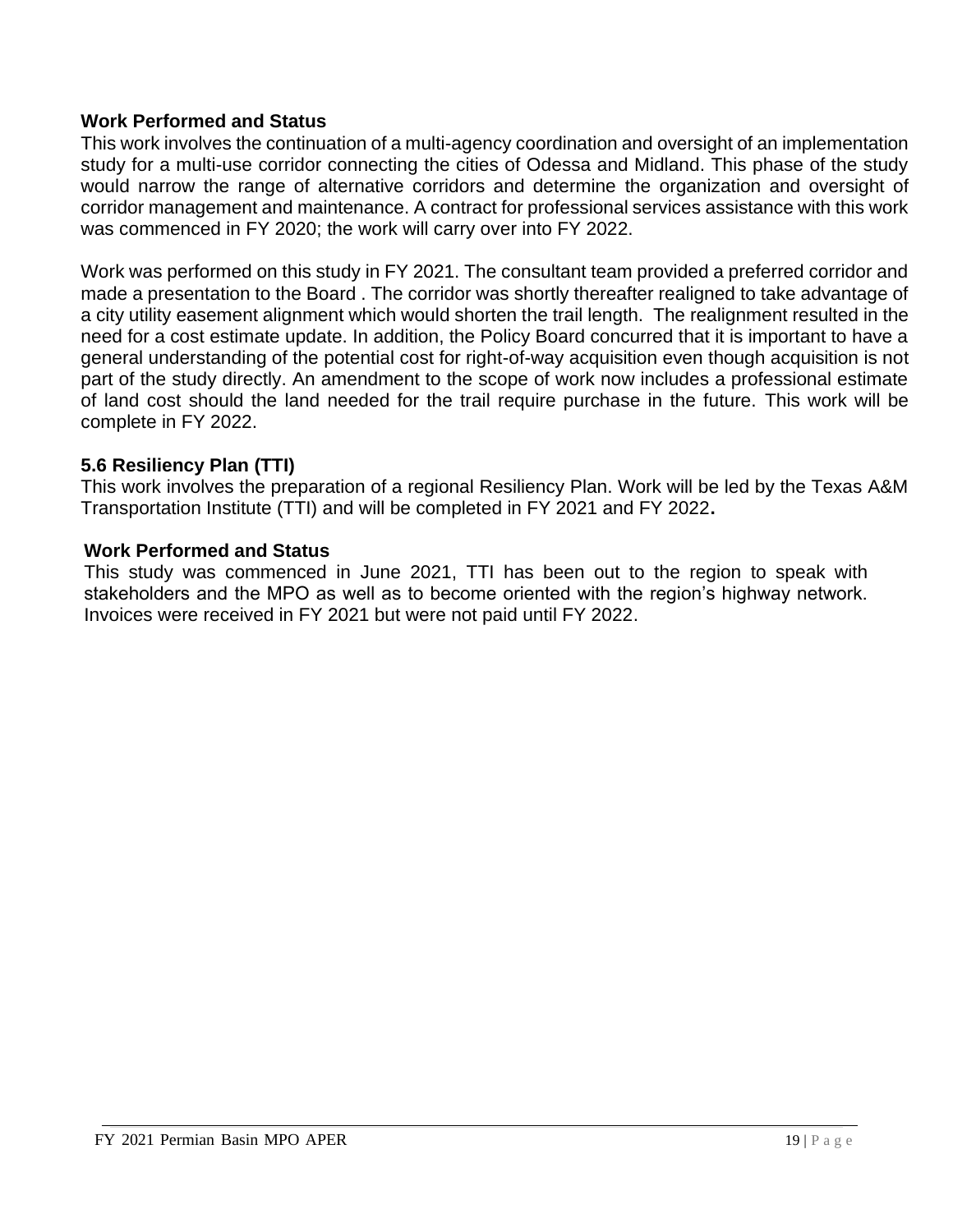#### Work Performed and Status

This work involves the continuation of a multi-agency coordination and oversight of an implementation study for a multi-use corridor connecting the cities of Odessa and Midland. This phase of the study would narrow the range of alternative corridors and determine the organization and oversight of corridor management and maintenance. A contract for professional services assistance with this work was commenced in FY 2020; the work will carry over into FY 2022.

Work was performed on this study in FY 2021. The consultant team provided a preferred corridor and made a presentation to the Board . The corridor was shortly thereafter realigned to take advantage of a city utility easement alignment which would shorten the trail length. The realignment resulted in the need for a cost estimate update. In addition, the Policy Board concurred that it is important to have a general understanding of the potential cost for right-of-way acquisition even though acquisition is not part of the study directly. An amendment to the scope of work now includes a professional estimate of land cost should the land needed for the trail require purchase in the future. This work will be complete in FY 2022.

### 5.6 Resiliency Plan (TTI)

This work involves the preparation of a regional Resiliency Plan. Work will be led by the Texas A&M Transportation Institute (TTI) and will be completed in FY 2021 and FY 2022**.**

#### Work Performed and Status

This study was commenced in June 2021, TTI has been out to the region to speak with stakeholders and the MPO as well as to become oriented with the region's highway network. Invoices were received in FY 2021 but were not paid until FY 2022.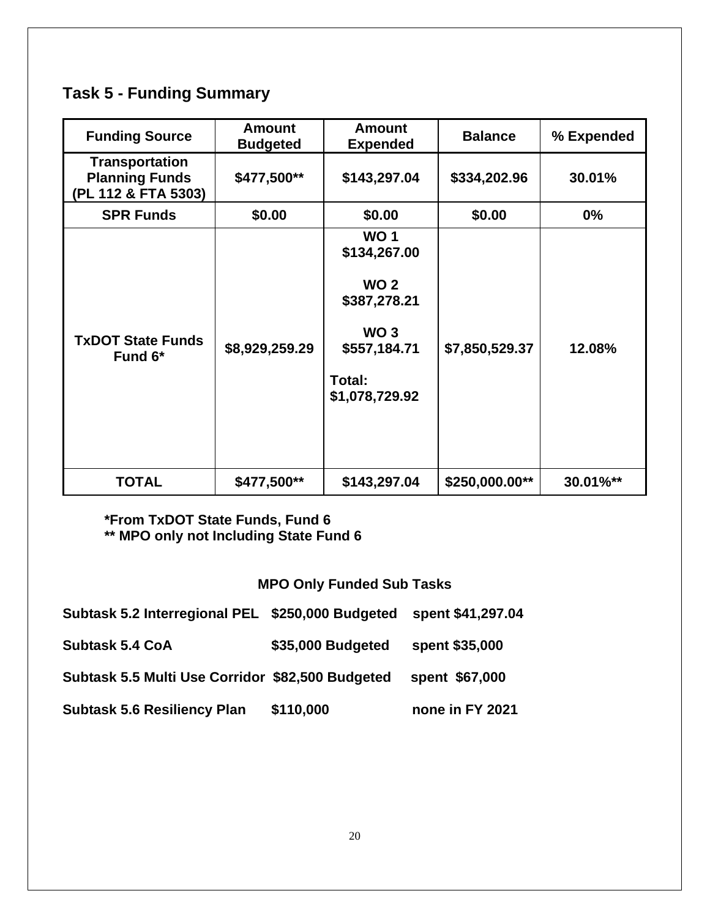## Task 5 - Funding Summary

| Funding Source | Amount Budgeted | Amount Expended | Balance | % Expended |
|---|---|---|---|---|
| Transportation Planning Funds (PL 112 & FTA 5303) | $477,500** | $143,297.04 | $334,202.96 | 30.01% |
| SPR Funds | $0.00 | $0.00 | $0.00 | 0% |
| TxDOT State Funds Fund 6* | $8,929,259.29 | WO 1 $134,267.00<br>WO 2 $387,278.21<br>WO 3 $557,184.71<br>Total: $1,078,729.92 | $7,850,529.37 | 12.08% |
| TOTAL | $477,500** | $143,297.04 | $250,000.00** | 30.01%** |

**\*From TxDOT State Funds, Fund 6**
**\*\* MPO only not Including State Fund 6**

**MPO Only Funded Sub Tasks**

**Subtask 5.2 Interregional PEL $250,000 Budgeted spent $41,297.04**

**Subtask 5.4 CoA $35,000 Budgeted spent $35,000**

**Subtask 5.5 Multi Use Corridor $82,500 Budgeted spent $67,000**

**Subtask 5.6 Resiliency Plan $110,000 none in FY 2021**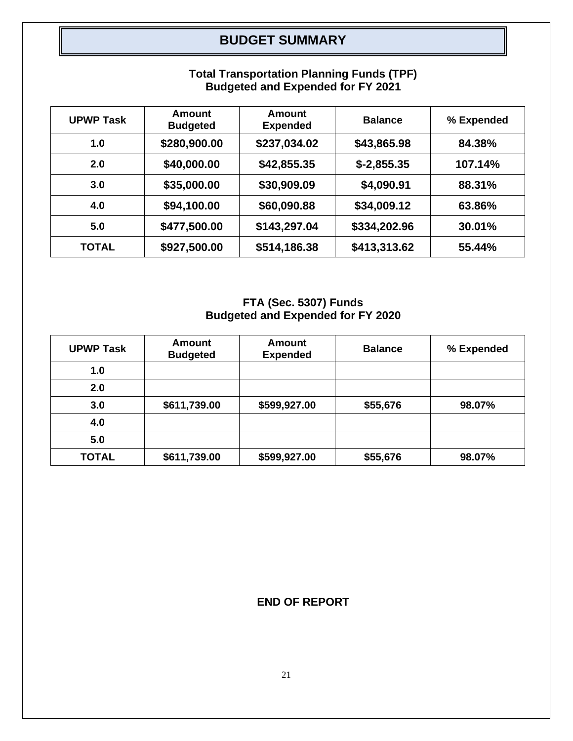# BUDGET SUMMARY

**Total Transportation Planning Funds (TPF)**
**Budgeted and Expended for FY 2021**

| UPWP Task | Amount Budgeted | Amount Expended | Balance | % Expended |
|---|---|---|---|---|
| 1.0 | $280,900.00 | $237,034.02 | $43,865.98 | 84.38% |
| 2.0 | $40,000.00 | $42,855.35 | $-2,855.35 | 107.14% |
| 3.0 | $35,000.00 | $30,909.09 | $4,090.91 | 88.31% |
| 4.0 | $94,100.00 | $60,090.88 | $34,009.12 | 63.86% |
| 5.0 | $477,500.00 | $143,297.04 | $334,202.96 | 30.01% |
| TOTAL | $927,500.00 | $514,186.38 | $413,313.62 | 55.44% |

**FTA (Sec. 5307) Funds**
**Budgeted and Expended for FY 2020**

| UPWP Task | Amount Budgeted | Amount Expended | Balance | % Expended |
|---|---|---|---|---|
| 1.0 | | | | |
| 2.0 | | | | |
| 3.0 | $611,739.00 | $599,927.00 | $55,676 | 98.07% |
| 4.0 | | | | |
| 5.0 | | | | |
| TOTAL | $611,739.00 | $599,927.00 | $55,676 | 98.07% |

**END OF REPORT**